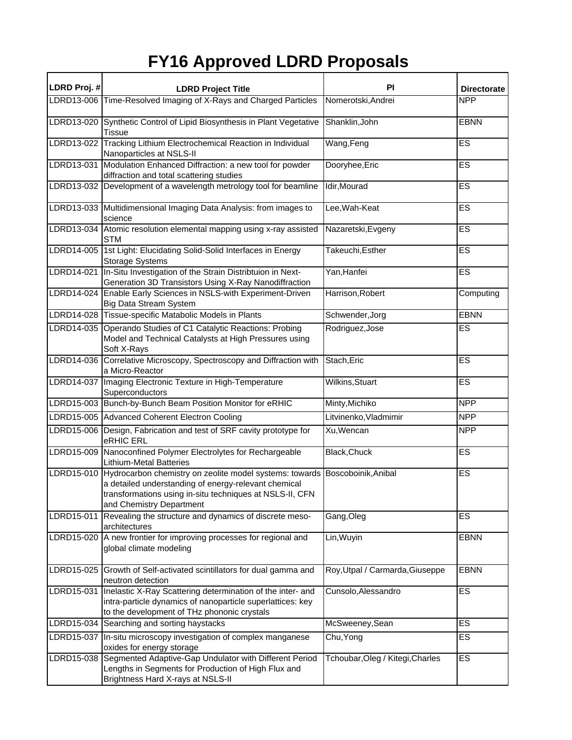# FY16 Approved LDRD Proposals

| LDRD Proj. # | LDRD Project Title | PI | Directorate |
|---|---|---|---|
| LDRD13-006 | Time-Resolved Imaging of X-Rays and Charged Particles | Nomerotski,Andrei | NPP |
| LDRD13-020 | Synthetic Control of Lipid Biosynthesis in Plant Vegetative Tissue | Shanklin,John | EBNN |
| LDRD13-022 | Tracking Lithium Electrochemical Reaction in Individual Nanoparticles at NSLS-II | Wang,Feng | ES |
| LDRD13-031 | Modulation Enhanced Diffraction: a new tool for powder diffraction and total scattering studies | Dooryhee,Eric | ES |
| LDRD13-032 | Development of a wavelength metrology tool for beamline | Idir,Mourad | ES |
| LDRD13-033 | Multidimensional Imaging Data Analysis: from images to science | Lee,Wah-Keat | ES |
| LDRD13-034 | Atomic resolution elemental mapping using x-ray assisted STM | Nazaretski,Evgeny | ES |
| LDRD14-005 | 1st Light: Elucidating Solid-Solid Interfaces in Energy Storage Systems | Takeuchi,Esther | ES |
| LDRD14-021 | In-Situ Investigation of the Strain Distribtuion in Next-Generation 3D Transistors Using X-Ray Nanodiffraction | Yan,Hanfei | ES |
| LDRD14-024 | Enable Early Sciences in NSLS-with Experiment-Driven Big Data Stream System | Harrison,Robert | Computing |
| LDRD14-028 | Tissue-specific Matabolic Models in Plants | Schwender,Jorg | EBNN |
| LDRD14-035 | Operando Studies of C1 Catalytic Reactions: Probing Model and Technical Catalysts at High Pressures using Soft X-Rays | Rodriguez,Jose | ES |
| LDRD14-036 | Correlative Microscopy, Spectroscopy and Diffraction with a Micro-Reactor | Stach,Eric | ES |
| LDRD14-037 | Imaging Electronic Texture in High-Temperature Superconductors | Wilkins,Stuart | ES |
| LDRD15-003 | Bunch-by-Bunch Beam Position Monitor for eRHIC | Minty,Michiko | NPP |
| LDRD15-005 | Advanced Coherent Electron Cooling | Litvinenko,Vladmimir | NPP |
| LDRD15-006 | Design, Fabrication and test of SRF cavity prototype for eRHIC ERL | Xu,Wencan | NPP |
| LDRD15-009 | Nanoconfined Polymer Electrolytes for Rechargeable Lithium-Metal Batteries | Black,Chuck | ES |
| LDRD15-010 | Hydrocarbon chemistry on zeolite model systems: towards a detailed understanding of energy-relevant chemical transformations using in-situ techniques at NSLS-II, CFN and Chemistry Department | Boscoboinik,Anibal | ES |
| LDRD15-011 | Revealing the structure and dynamics of discrete meso-architectures | Gang,Oleg | ES |
| LDRD15-020 | A new frontier for improving processes for regional and global climate modeling | Lin,Wuyin | EBNN |
| LDRD15-025 | Growth of Self-activated scintillators for dual gamma and neutron detection | Roy,Utpal / Carmarda,Giuseppe | EBNN |
| LDRD15-031 | Inelastic X-Ray Scattering determination of the inter- and intra-particle dynamics of nanoparticle superlattices: key to the development of THz phononic crystals | Cunsolo,Alessandro | ES |
| LDRD15-034 | Searching and sorting haystacks | McSweeney,Sean | ES |
| LDRD15-037 | In-situ microscopy investigation of complex manganese oxides for energy storage | Chu,Yong | ES |
| LDRD15-038 | Segmented Adaptive-Gap Undulator with Different Period Lengths in Segments for Production of High Flux and Brightness Hard X-rays at NSLS-II | Tchoubar,Oleg / Kitegi,Charles | ES |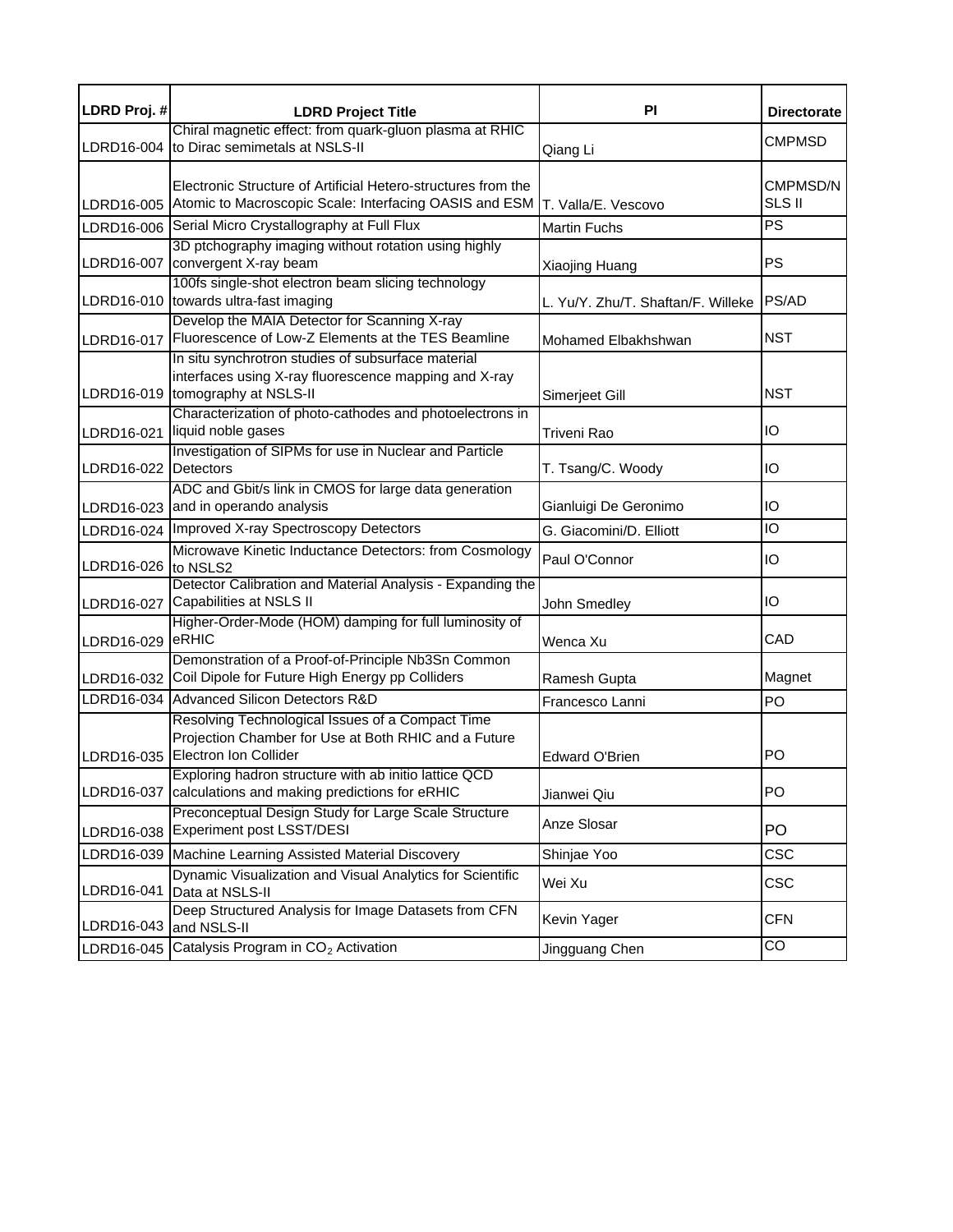| LDRD Proj. # | LDRD Project Title | PI | Directorate |
| --- | --- | --- | --- |
| LDRD16-004 | Chiral magnetic effect: from quark-gluon plasma at RHIC to Dirac semimetals at NSLS-II | Qiang Li | CMPMSD |
| LDRD16-005 | Electronic Structure of Artificial Hetero-structures from the Atomic to Macroscopic Scale: Interfacing OASIS and ESM | T. Valla/E. Vescovo | CMPMSD/NSLS II |
| LDRD16-006 | Serial Micro Crystallography at Full Flux | Martin Fuchs | PS |
| LDRD16-007 | 3D ptchography imaging without rotation using highly convergent X-ray beam | Xiaojing Huang | PS |
| LDRD16-010 | 100fs single-shot electron beam slicing technology towards ultra-fast imaging | L. Yu/Y. Zhu/T. Shaftan/F. Willeke | PS/AD |
| LDRD16-017 | Develop the MAIA Detector for Scanning X-ray Fluorescence of Low-Z Elements at the TES Beamline | Mohamed Elbakhshwan | NST |
| LDRD16-019 | In situ synchrotron studies of subsurface material interfaces using X-ray fluorescence mapping and X-ray tomography at NSLS-II | Simerjeet Gill | NST |
| LDRD16-021 | Characterization of photo-cathodes and photoelectrons in liquid noble gases | Triveni Rao | IO |
| LDRD16-022 | Investigation of SIPMs for use in Nuclear and Particle Detectors | T. Tsang/C. Woody | IO |
| LDRD16-023 | ADC and Gbit/s link in CMOS for large data generation and in operando analysis | Gianluigi De Geronimo | IO |
| LDRD16-024 | Improved X-ray Spectroscopy Detectors | G. Giacomini/D. Elliott | IO |
| LDRD16-026 | Microwave Kinetic Inductance Detectors: from Cosmology to NSLS2 | Paul O'Connor | IO |
| LDRD16-027 | Detector Calibration and Material Analysis - Expanding the Capabilities at NSLS II | John Smedley | IO |
| LDRD16-029 | Higher-Order-Mode (HOM) damping for full luminosity of eRHIC | Wenca Xu | CAD |
| LDRD16-032 | Demonstration of a Proof-of-Principle Nb3Sn Common Coil Dipole for Future High Energy pp Colliders | Ramesh Gupta | Magnet |
| LDRD16-034 | Advanced Silicon Detectors R&D | Francesco Lanni | PO |
| LDRD16-035 | Resolving Technological Issues of a Compact Time Projection Chamber for Use at Both RHIC and a Future Electron Ion Collider | Edward O'Brien | PO |
| LDRD16-037 | Exploring hadron structure with ab initio lattice QCD calculations and making predictions for eRHIC | Jianwei Qiu | PO |
| LDRD16-038 | Preconceptual Design Study for Large Scale Structure Experiment post LSST/DESI | Anze Slosar | PO |
| LDRD16-039 | Machine Learning Assisted Material Discovery | Shinjae Yoo | CSC |
| LDRD16-041 | Dynamic Visualization and Visual Analytics for Scientific Data at NSLS-II | Wei Xu | CSC |
| LDRD16-043 | Deep Structured Analysis for Image Datasets from CFN and NSLS-II | Kevin Yager | CFN |
| LDRD16-045 | Catalysis Program in $CO_2$ Activation | Jingguang Chen | CO |